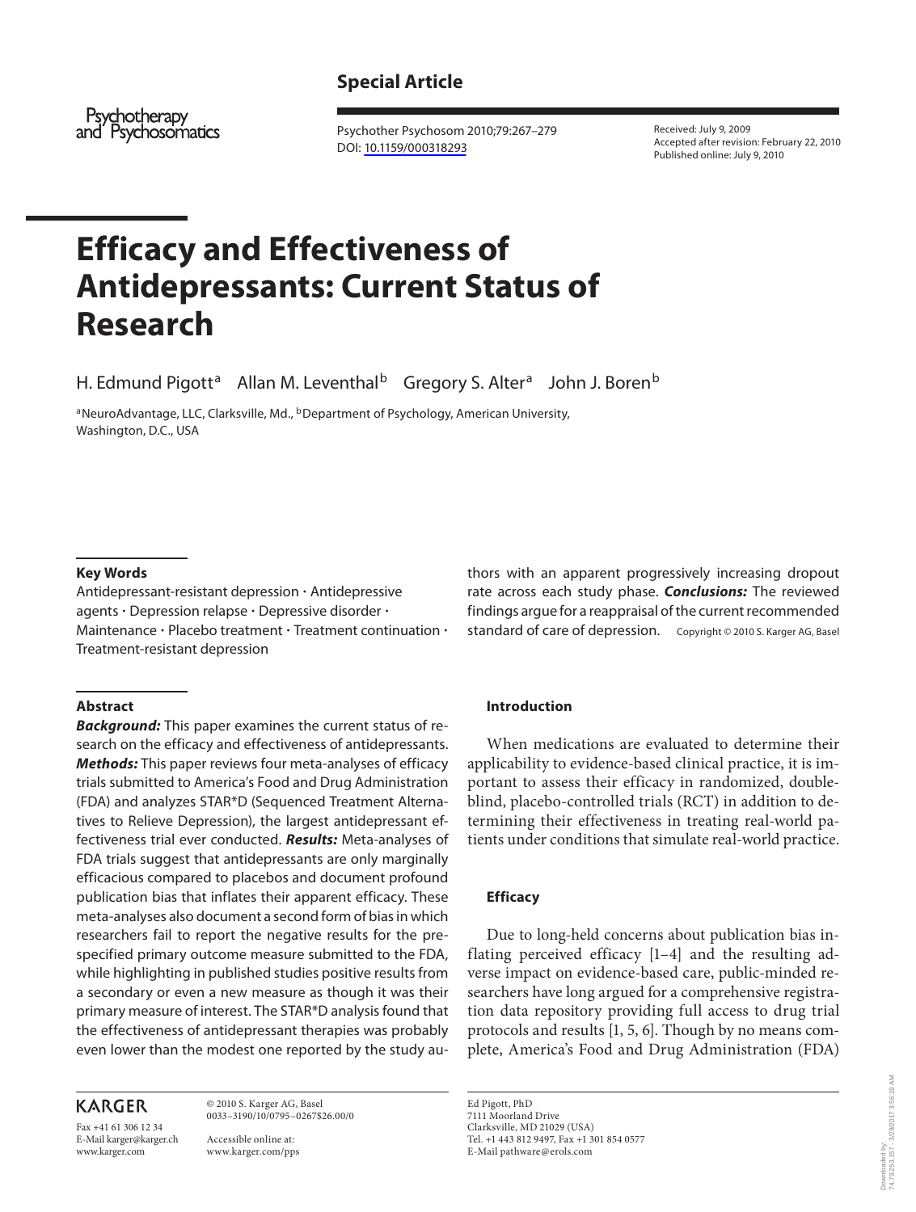Special Article

Psychotherapy and Psychosomatics

Received: July 9, 2009
Accepted after revision: February 22, 2010
Published online: July 9, 2010

# Efficacy and Effectiveness of Antidepressants: Current Status of Research

H. Edmund Pigott[a] Allan M. Leventhal[b] Gregory S. Alter[a] John J. Boren[b]

[a]NeuroAdvantage, LLC, Clarksville, Md., [b]Department of Psychology, American University, Washington, D.C., USA

### Key Words

Antidepressant-resistant depression · Antidepressive agents · Depression relapse · Depressive disorder · Maintenance · Placebo treatment · Treatment continuation · Treatment-resistant depression

### Abstract

***Background:*** This paper examines the current status of research on the efficacy and effectiveness of antidepressants. ***Methods:*** This paper reviews four meta-analyses of efficacy trials submitted to America's Food and Drug Administration (FDA) and analyzes STAR*D (Sequenced Treatment Alternatives to Relieve Depression), the largest antidepressant effectiveness trial ever conducted. ***Results:*** Meta-analyses of FDA trials suggest that antidepressants are only marginally efficacious compared to placebos and document profound publication bias that inflates their apparent efficacy. These meta-analyses also document a second form of bias in which researchers fail to report the negative results for the prespecified primary outcome measure submitted to the FDA, while highlighting in published studies positive results from a secondary or even a new measure as though it was their primary measure of interest. The STAR*D analysis found that the effectiveness of antidepressant therapies was probably even lower than the modest one reported by the study authors with an apparent progressively increasing dropout rate across each study phase. ***Conclusions:*** The reviewed findings argue for a reappraisal of the current recommended standard of care of depression.

Copyright © 2010 S. Karger AG, Basel

### Introduction

When medications are evaluated to determine their applicability to evidence-based clinical practice, it is important to assess their efficacy in randomized, double-blind, placebo-controlled trials (RCT) in addition to determining their effectiveness in treating real-world patients under conditions that simulate real-world practice.

### Efficacy

Due to long-held concerns about publication bias inflating perceived efficacy [1–4] and the resulting adverse impact on evidence-based care, public-minded researchers have long argued for a comprehensive registration data repository providing full access to drug trial protocols and results [1, 5, 6]. Though by no means complete, America's Food and Drug Administration (FDA)

KARGER

Fax +41 61 306 12 34
E-Mail karger@karger.ch
www.karger.com

© 2010 S. Karger AG, Basel
0033–3190/10/0795–0267$26.00/0

Accessible online at:
www.karger.com/pps

Ed Pigott, PhD
7111 Moorland Drive
Clarksville, MD 21029 (USA)
Tel. +1 443 812 9497, Fax +1 301 854 0577
E-Mail pathware@erols.com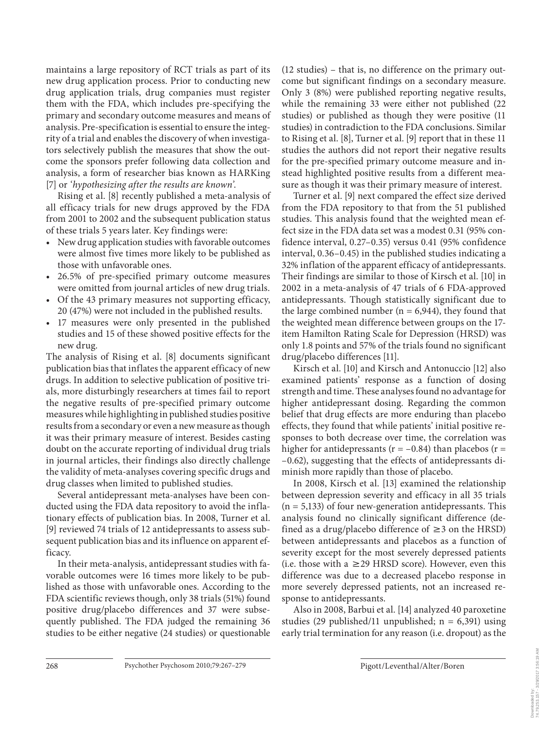maintains a large repository of RCT trials as part of its new drug application process. Prior to conducting new drug application trials, drug companies must register them with the FDA, which includes pre-specifying the primary and secondary outcome measures and means of analysis. Pre-specification is essential to ensure the integrity of a trial and enables the discovery of when investigators selectively publish the measures that show the outcome the sponsors prefer following data collection and analysis, a form of researcher bias known as HARKing [7] or *'hypothesizing after the results are known'*.

Rising et al. [8] recently published a meta-analysis of all efficacy trials for new drugs approved by the FDA from 2001 to 2002 and the subsequent publication status of these trials 5 years later. Key findings were:

- New drug application studies with favorable outcomes were almost five times more likely to be published as those with unfavorable ones.
- 26.5% of pre-specified primary outcome measures were omitted from journal articles of new drug trials.
- Of the 43 primary measures not supporting efficacy, 20 (47%) were not included in the published results.
- 17 measures were only presented in the published studies and 15 of these showed positive effects for the new drug.

The analysis of Rising et al. [8] documents significant publication bias that inflates the apparent efficacy of new drugs. In addition to selective publication of positive trials, more disturbingly researchers at times fail to report the negative results of pre-specified primary outcome measures while highlighting in published studies positive results from a secondary or even a new measure as though it was their primary measure of interest. Besides casting doubt on the accurate reporting of individual drug trials in journal articles, their findings also directly challenge the validity of meta-analyses covering specific drugs and drug classes when limited to published studies.

Several antidepressant meta-analyses have been conducted using the FDA data repository to avoid the inflationary effects of publication bias. In 2008, Turner et al. [9] reviewed 74 trials of 12 antidepressants to assess subsequent publication bias and its influence on apparent efficacy.

In their meta-analysis, antidepressant studies with favorable outcomes were 16 times more likely to be published as those with unfavorable ones. According to the FDA scientific reviews though, only 38 trials (51%) found positive drug/placebo differences and 37 were subsequently published. The FDA judged the remaining 36 studies to be either negative (24 studies) or questionable (12 studies) – that is, no difference on the primary outcome but significant findings on a secondary measure. Only 3 (8%) were published reporting negative results, while the remaining 33 were either not published (22 studies) or published as though they were positive (11 studies) in contradiction to the FDA conclusions. Similar to Rising et al. [8], Turner et al. [9] report that in these 11 studies the authors did not report their negative results for the pre-specified primary outcome measure and instead highlighted positive results from a different measure as though it was their primary measure of interest.

Turner et al. [9] next compared the effect size derived from the FDA repository to that from the 51 published studies. This analysis found that the weighted mean effect size in the FDA data set was a modest 0.31 (95% confidence interval, 0.27–0.35) versus 0.41 (95% confidence interval, 0.36–0.45) in the published studies indicating a 32% inflation of the apparent efficacy of antidepressants. Their findings are similar to those of Kirsch et al. [10] in 2002 in a meta-analysis of 47 trials of 6 FDA-approved antidepressants. Though statistically significant due to the large combined number ($n = 6,944$), they found that the weighted mean difference between groups on the 17-item Hamilton Rating Scale for Depression (HRSD) was only 1.8 points and 57% of the trials found no significant drug/placebo differences [11].

Kirsch et al. [10] and Kirsch and Antonuccio [12] also examined patients' response as a function of dosing strength and time. These analyses found no advantage for higher antidepressant dosing. Regarding the common belief that drug effects are more enduring than placebo effects, they found that while patients' initial positive responses to both decrease over time, the correlation was higher for antidepressants ($r = -0.84$) than placebos ($r = -0.62$), suggesting that the effects of antidepressants diminish more rapidly than those of placebo.

In 2008, Kirsch et al. [13] examined the relationship between depression severity and efficacy in all 35 trials ($n = 5,133$) of four new-generation antidepressants. This analysis found no clinically significant difference (defined as a drug/placebo difference of $\geq 3$ on the HRSD) between antidepressants and placebos as a function of severity except for the most severely depressed patients (i.e. those with a $\geq 29$ HRSD score). However, even this difference was due to a decreased placebo response in more severely depressed patients, not an increased response to antidepressants.

Also in 2008, Barbui et al. [14] analyzed 40 paroxetine studies (29 published/11 unpublished; $n = 6,391$) using early trial termination for any reason (i.e. dropout) as the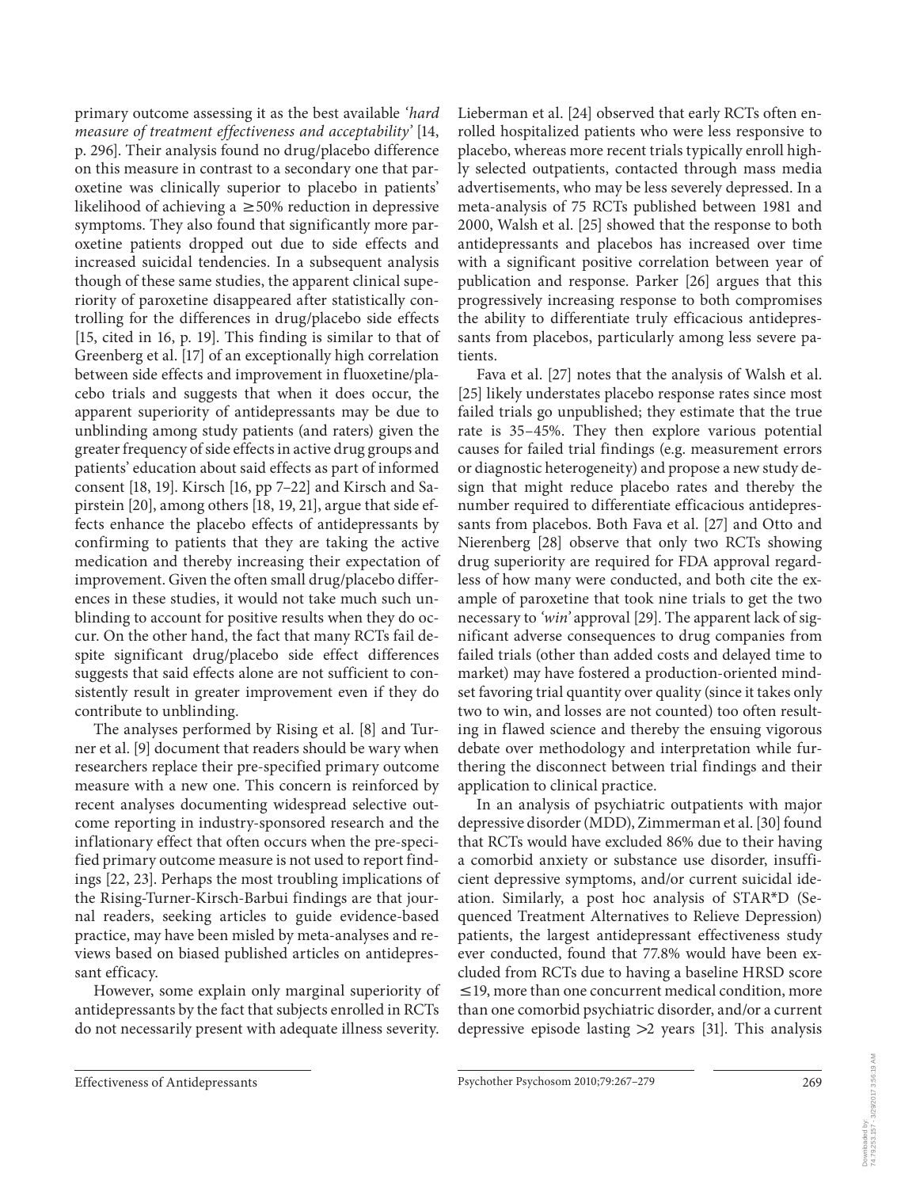primary outcome assessing it as the best available *'hard measure of treatment effectiveness and acceptability'* [14, p. 296]. Their analysis found no drug/placebo difference on this measure in contrast to a secondary one that paroxetine was clinically superior to placebo in patients' likelihood of achieving a ≥50% reduction in depressive symptoms. They also found that significantly more paroxetine patients dropped out due to side effects and increased suicidal tendencies. In a subsequent analysis though of these same studies, the apparent clinical superiority of paroxetine disappeared after statistically controlling for the differences in drug/placebo side effects [15, cited in 16, p. 19]. This finding is similar to that of Greenberg et al. [17] of an exceptionally high correlation between side effects and improvement in fluoxetine/placebo trials and suggests that when it does occur, the apparent superiority of antidepressants may be due to unblinding among study patients (and raters) given the greater frequency of side effects in active drug groups and patients' education about said effects as part of informed consent [18, 19]. Kirsch [16, pp 7–22] and Kirsch and Sapirstein [20], among others [18, 19, 21], argue that side effects enhance the placebo effects of antidepressants by confirming to patients that they are taking the active medication and thereby increasing their expectation of improvement. Given the often small drug/placebo differences in these studies, it would not take much such unblinding to account for positive results when they do occur. On the other hand, the fact that many RCTs fail despite significant drug/placebo side effect differences suggests that said effects alone are not sufficient to consistently result in greater improvement even if they do contribute to unblinding.

The analyses performed by Rising et al. [8] and Turner et al. [9] document that readers should be wary when researchers replace their pre-specified primary outcome measure with a new one. This concern is reinforced by recent analyses documenting widespread selective outcome reporting in industry-sponsored research and the inflationary effect that often occurs when the pre-specified primary outcome measure is not used to report findings [22, 23]. Perhaps the most troubling implications of the Rising-Turner-Kirsch-Barbui findings are that journal readers, seeking articles to guide evidence-based practice, may have been misled by meta-analyses and reviews based on biased published articles on antidepressant efficacy.

However, some explain only marginal superiority of antidepressants by the fact that subjects enrolled in RCTs do not necessarily present with adequate illness severity. Lieberman et al. [24] observed that early RCTs often enrolled hospitalized patients who were less responsive to placebo, whereas more recent trials typically enroll highly selected outpatients, contacted through mass media advertisements, who may be less severely depressed. In a meta-analysis of 75 RCTs published between 1981 and 2000, Walsh et al. [25] showed that the response to both antidepressants and placebos has increased over time with a significant positive correlation between year of publication and response. Parker [26] argues that this progressively increasing response to both compromises the ability to differentiate truly efficacious antidepressants from placebos, particularly among less severe patients.

Fava et al. [27] notes that the analysis of Walsh et al. [25] likely understates placebo response rates since most failed trials go unpublished; they estimate that the true rate is 35–45%. They then explore various potential causes for failed trial findings (e.g. measurement errors or diagnostic heterogeneity) and propose a new study design that might reduce placebo rates and thereby the number required to differentiate efficacious antidepressants from placebos. Both Fava et al. [27] and Otto and Nierenberg [28] observe that only two RCTs showing drug superiority are required for FDA approval regardless of how many were conducted, and both cite the example of paroxetine that took nine trials to get the two necessary to *'win'* approval [29]. The apparent lack of significant adverse consequences to drug companies from failed trials (other than added costs and delayed time to market) may have fostered a production-oriented mindset favoring trial quantity over quality (since it takes only two to win, and losses are not counted) too often resulting in flawed science and thereby the ensuing vigorous debate over methodology and interpretation while furthering the disconnect between trial findings and their application to clinical practice.

In an analysis of psychiatric outpatients with major depressive disorder (MDD), Zimmerman et al. [30] found that RCTs would have excluded 86% due to their having a comorbid anxiety or substance use disorder, insufficient depressive symptoms, and/or current suicidal ideation. Similarly, a post hoc analysis of STAR*D (Sequenced Treatment Alternatives to Relieve Depression) patients, the largest antidepressant effectiveness study ever conducted, found that 77.8% would have been excluded from RCTs due to having a baseline HRSD score ≤19, more than one concurrent medical condition, more than one comorbid psychiatric disorder, and/or a current depressive episode lasting >2 years [31]. This analysis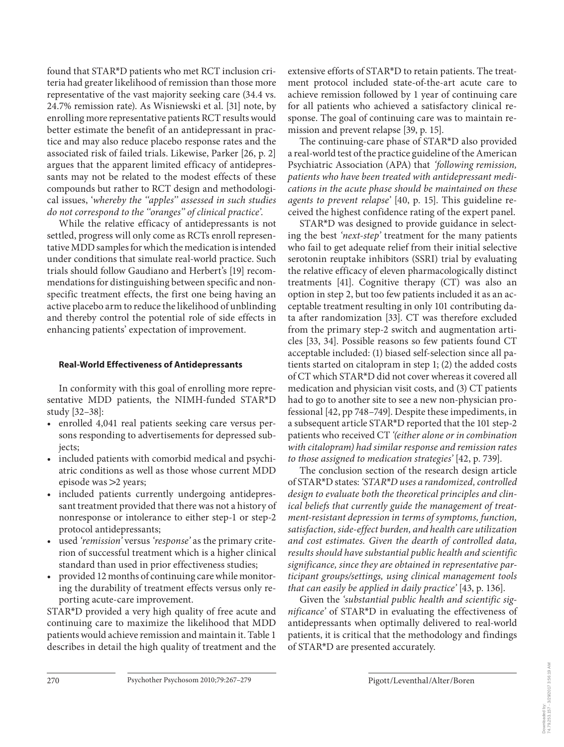found that STAR*D patients who met RCT inclusion criteria had greater likelihood of remission than those more representative of the vast majority seeking care (34.4 vs. 24.7% remission rate). As Wisniewski et al. [31] note, by enrolling more representative patients RCT results would better estimate the benefit of an antidepressant in practice and may also reduce placebo response rates and the associated risk of failed trials. Likewise, Parker [26, p. 2] argues that the apparent limited efficacy of antidepressants may not be related to the modest effects of these compounds but rather to RCT design and methodological issues, '*whereby the "apples" assessed in such studies do not correspond to the "oranges" of clinical practice*'.

While the relative efficacy of antidepressants is not settled, progress will only come as RCTs enroll representative MDD samples for which the medication is intended under conditions that simulate real-world practice. Such trials should follow Gaudiano and Herbert's [19] recommendations for distinguishing between specific and nonspecific treatment effects, the first one being having an active placebo arm to reduce the likelihood of unblinding and thereby control the potential role of side effects in enhancing patients' expectation of improvement.

### Real-World Effectiveness of Antidepressants

In conformity with this goal of enrolling more representative MDD patients, the NIMH-funded STAR*D study [32–38]:

- enrolled 4,041 real patients seeking care versus persons responding to advertisements for depressed subjects;
- included patients with comorbid medical and psychiatric conditions as well as those whose current MDD episode was >2 years;
- included patients currently undergoing antidepressant treatment provided that there was not a history of nonresponse or intolerance to either step-1 or step-2 protocol antidepressants;
- used '*remission*' versus '*response*' as the primary criterion of successful treatment which is a higher clinical standard than used in prior effectiveness studies;
- provided 12 months of continuing care while monitoring the durability of treatment effects versus only reporting acute-care improvement.

STAR*D provided a very high quality of free acute and continuing care to maximize the likelihood that MDD patients would achieve remission and maintain it. Table 1 describes in detail the high quality of treatment and the extensive efforts of STAR*D to retain patients. The treatment protocol included state-of-the-art acute care to achieve remission followed by 1 year of continuing care for all patients who achieved a satisfactory clinical response. The goal of continuing care was to maintain remission and prevent relapse [39, p. 15].

The continuing-care phase of STAR*D also provided a real-world test of the practice guideline of the American Psychiatric Association (APA) that *'following remission, patients who have been treated with antidepressant medications in the acute phase should be maintained on these agents to prevent relapse'* [40, p. 15]. This guideline received the highest confidence rating of the expert panel.

STAR*D was designed to provide guidance in selecting the best *'next-step'* treatment for the many patients who fail to get adequate relief from their initial selective serotonin reuptake inhibitors (SSRI) trial by evaluating the relative efficacy of eleven pharmacologically distinct treatments [41]. Cognitive therapy (CT) was also an option in step 2, but too few patients included it as an acceptable treatment resulting in only 101 contributing data after randomization [33]. CT was therefore excluded from the primary step-2 switch and augmentation articles [33, 34]. Possible reasons so few patients found CT acceptable included: (1) biased self-selection since all patients started on citalopram in step 1; (2) the added costs of CT which STAR*D did not cover whereas it covered all medication and physician visit costs, and (3) CT patients had to go to another site to see a new non-physician professional [42, pp 748–749]. Despite these impediments, in a subsequent article STAR*D reported that the 101 step-2 patients who received CT *'(either alone or in combination with citalopram) had similar response and remission rates to those assigned to medication strategies'* [42, p. 739].

The conclusion section of the research design article of STAR*D states: *'STAR*D uses a randomized, controlled design to evaluate both the theoretical principles and clinical beliefs that currently guide the management of treatment-resistant depression in terms of symptoms, function, satisfaction, side-effect burden, and health care utilization and cost estimates. Given the dearth of controlled data, results should have substantial public health and scientific significance, since they are obtained in representative participant groups/settings, using clinical management tools that can easily be applied in daily practice'* [43, p. 136].

Given the *'substantial public health and scientific significance'* of STAR*D in evaluating the effectiveness of antidepressants when optimally delivered to real-world patients, it is critical that the methodology and findings of STAR*D are presented accurately.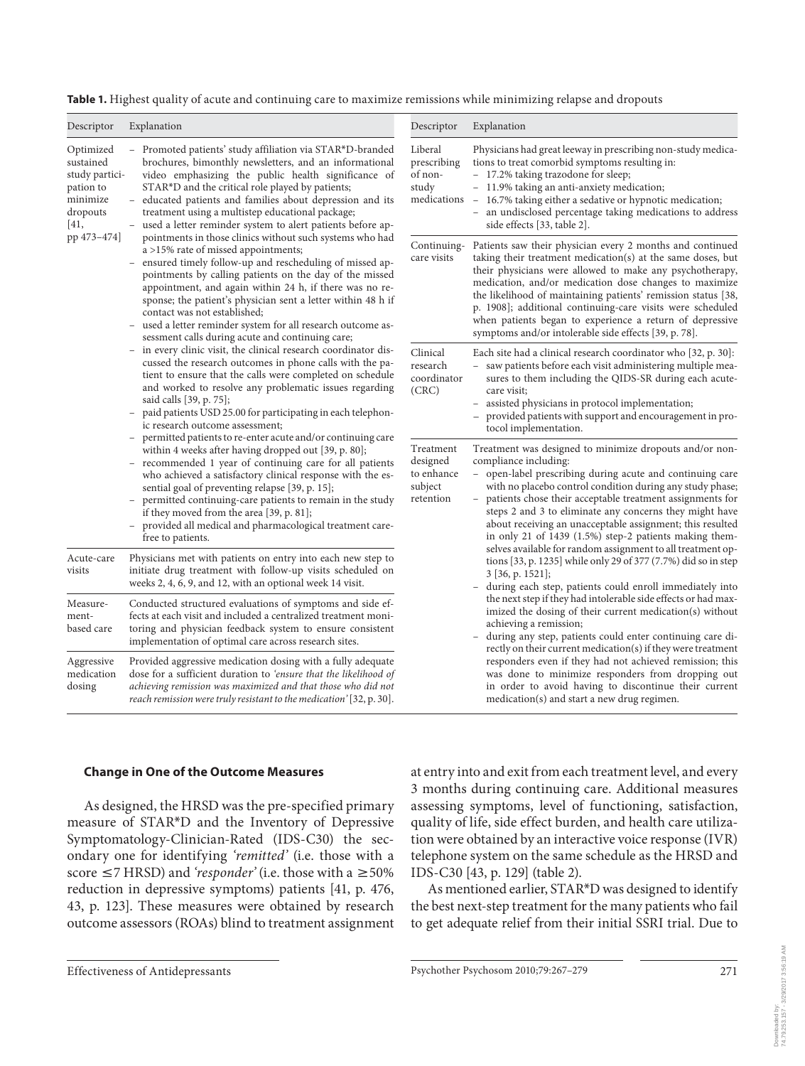**Table 1.** Highest quality of acute and continuing care to maximize remissions while minimizing relapse and dropouts

| Descriptor | Explanation |
|---|---|
| Optimized sustained study participation to minimize dropouts [41, pp 473–474] | – Promoted patients' study affiliation via STAR*D-branded brochures, bimonthly newsletters, and an informational video emphasizing the public health significance of STAR*D and the critical role played by patients;<br>– educated patients and families about depression and its treatment using a multistep educational package;<br>– used a letter reminder system to alert patients before appointments in those clinics without such systems who had a >15% rate of missed appointments;<br>– ensured timely follow-up and rescheduling of missed appointments by calling patients on the day of the missed appointment, and again within 24 h, if there was no response; the patient's physician sent a letter within 48 h if contact was not established;<br>– used a letter reminder system for all research outcome assessment calls during acute and continuing care;<br>– in every clinic visit, the clinical research coordinator discussed the research outcomes in phone calls with the patient to ensure that the calls were completed on schedule and worked to resolve any problematic issues regarding said calls [39, p. 75];<br>– paid patients USD 25.00 for participating in each telephonic research outcome assessment;<br>– permitted patients to re-enter acute and/or continuing care within 4 weeks after having dropped out [39, p. 80];<br>– recommended 1 year of continuing care for all patients who achieved a satisfactory clinical response with the essential goal of preventing relapse [39, p. 15];<br>– permitted continuing-care patients to remain in the study if they moved from the area [39, p. 81];<br>– provided all medical and pharmacological treatment care-free to patients. |
| Acute-care visits | Physicians met with patients on entry into each new step to initiate drug treatment with follow-up visits scheduled on weeks 2, 4, 6, 9, and 12, with an optional week 14 visit. |
| Measurement-based care | Conducted structured evaluations of symptoms and side effects at each visit and included a centralized treatment monitoring and physician feedback system to ensure consistent implementation of optimal care across research sites. |
| Aggressive medication dosing | Provided aggressive medication dosing with a fully adequate dose for a sufficient duration to *'ensure that the likelihood of achieving remission was maximized and that those who did not reach remission were truly resistant to the medication'* [32, p. 30]. |
| Liberal prescribing of non-study medications | Physicians had great leeway in prescribing non-study medications to treat comorbid symptoms resulting in:<br>– 17.2% taking trazodone for sleep;<br>– 11.9% taking an anti-anxiety medication;<br>– 16.7% taking either a sedative or hypnotic medication;<br>– an undisclosed percentage taking medications to address side effects [33, table 2]. |
| Continuing-care visits | Patients saw their physician every 2 months and continued taking their treatment medication(s) at the same doses, but their physicians were allowed to make any psychotherapy, medication, and/or medication dose changes to maximize the likelihood of maintaining patients' remission status [38, p. 1908]; additional continuing-care visits were scheduled when patients began to experience a return of depressive symptoms and/or intolerable side effects [39, p. 78]. |
| Clinical research coordinator (CRC) | Each site had a clinical research coordinator who [32, p. 30]:<br>– saw patients before each visit administering multiple measures to them including the QIDS-SR during each acute-care visit;<br>– assisted physicians in protocol implementation;<br>– provided patients with support and encouragement in protocol implementation. |
| Treatment designed to enhance subject retention | Treatment was designed to minimize dropouts and/or noncompliance including:<br>– open-label prescribing during acute and continuing care with no placebo control condition during any study phase;<br>– patients chose their acceptable treatment assignments for steps 2 and 3 to eliminate any concerns they might have about receiving an unacceptable assignment; this resulted in only 21 of 1439 (1.5%) step-2 patients making themselves available for random assignment to all treatment options [33, p. 1235] while only 29 of 377 (7.7%) did so in step 3 [36, p. 1521];<br>– during each step, patients could enroll immediately into the next step if they had intolerable side effects or had maximized the dosing of their current medication(s) without achieving a remission;<br>– during any step, patients could enter continuing care directly on their current medication(s) if they were treatment responders even if they had not achieved remission; this was done to minimize responders from dropping out in order to avoid having to discontinue their current medication(s) and start a new drug regimen. |

### Change in One of the Outcome Measures

As designed, the HRSD was the pre-specified primary measure of STAR*D and the Inventory of Depressive Symptomatology-Clinician-Rated (IDS-C30) the secondary one for identifying *'remitted'* (i.e. those with a score $\leq$7 HRSD) and *'responder'* (i.e. those with a $\geq$50% reduction in depressive symptoms) patients [41, p. 476, 43, p. 123]. These measures were obtained by research outcome assessors (ROAs) blind to treatment assignment at entry into and exit from each treatment level, and every 3 months during continuing care. Additional measures assessing symptoms, level of functioning, satisfaction, quality of life, side effect burden, and health care utilization were obtained by an interactive voice response (IVR) telephone system on the same schedule as the HRSD and IDS-C30 [43, p. 129] (table 2).

As mentioned earlier, STAR*D was designed to identify the best next-step treatment for the many patients who fail to get adequate relief from their initial SSRI trial. Due to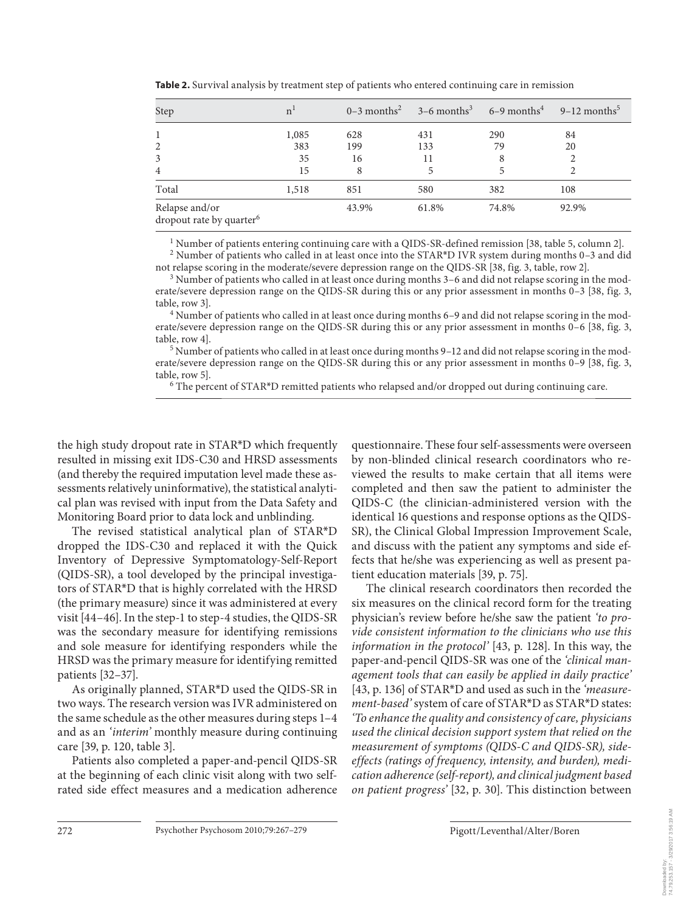**Table 2.** Survival analysis by treatment step of patients who entered continuing care in remission

| Step | n[1] | 0–3 months[2] | 3–6 months[3] | 6–9 months[4] | 9–12 months[5] |
|---|---|---|---|---|---|
| 1 | 1,085 | 628 | 431 | 290 | 84 |
| 2 | 383 | 199 | 133 | 79 | 20 |
| 3 | 35 | 16 | 11 | 8 | 2 |
| 4 | 15 | 8 | 5 | 5 | 2 |
| Total | 1,518 | 851 | 580 | 382 | 108 |
| Relapse and/or dropout rate by quarter[6] | | 43.9% | 61.8% | 74.8% | 92.9% |

[1] Number of patients entering continuing care with a QIDS-SR-defined remission [38, table 5, column 2].
[2] Number of patients who called in at least once into the STAR*D IVR system during months 0–3 and did not relapse scoring in the moderate/severe depression range on the QIDS-SR [38, fig. 3, table, row 2].
[3] Number of patients who called in at least once during months 3–6 and did not relapse scoring in the moderate/severe depression range on the QIDS-SR during this or any prior assessment in months 0–3 [38, fig. 3, table, row 3].
[4] Number of patients who called in at least once during months 6–9 and did not relapse scoring in the moderate/severe depression range on the QIDS-SR during this or any prior assessment in months 0–6 [38, fig. 3, table, row 4].
[5] Number of patients who called in at least once during months 9–12 and did not relapse scoring in the moderate/severe depression range on the QIDS-SR during this or any prior assessment in months 0–9 [38, fig. 3, table, row 5].
[6] The percent of STAR*D remitted patients who relapsed and/or dropped out during continuing care.

the high study dropout rate in STAR*D which frequently resulted in missing exit IDS-C30 and HRSD assessments (and thereby the required imputation level made these assessments relatively uninformative), the statistical analytical plan was revised with input from the Data Safety and Monitoring Board prior to data lock and unblinding.

The revised statistical analytical plan of STAR*D dropped the IDS-C30 and replaced it with the Quick Inventory of Depressive Symptomatology-Self-Report (QIDS-SR), a tool developed by the principal investigators of STAR*D that is highly correlated with the HRSD (the primary measure) since it was administered at every visit [44–46]. In the step-1 to step-4 studies, the QIDS-SR was the secondary measure for identifying remissions and sole measure for identifying responders while the HRSD was the primary measure for identifying remitted patients [32–37].

As originally planned, STAR*D used the QIDS-SR in two ways. The research version was IVR administered on the same schedule as the other measures during steps 1–4 and as an *'interim'* monthly measure during continuing care [39, p. 120, table 3].

Patients also completed a paper-and-pencil QIDS-SR at the beginning of each clinic visit along with two self-rated side effect measures and a medication adherence questionnaire. These four self-assessments were overseen by non-blinded clinical research coordinators who reviewed the results to make certain that all items were completed and then saw the patient to administer the QIDS-C (the clinician-administered version with the identical 16 questions and response options as the QIDS-SR), the Clinical Global Impression Improvement Scale, and discuss with the patient any symptoms and side effects that he/she was experiencing as well as present patient education materials [39, p. 75].

The clinical research coordinators then recorded the six measures on the clinical record form for the treating physician's review before he/she saw the patient *'to provide consistent information to the clinicians who use this information in the protocol'* [43, p. 128]. In this way, the paper-and-pencil QIDS-SR was one of the *'clinical management tools that can easily be applied in daily practice'* [43, p. 136] of STAR*D and used as such in the *'measurement-based'* system of care of STAR*D as STAR*D states: *'To enhance the quality and consistency of care, physicians used the clinical decision support system that relied on the measurement of symptoms (QIDS-C and QIDS-SR), side-effects (ratings of frequency, intensity, and burden), medication adherence (self-report), and clinical judgment based on patient progress'* [32, p. 30]. This distinction between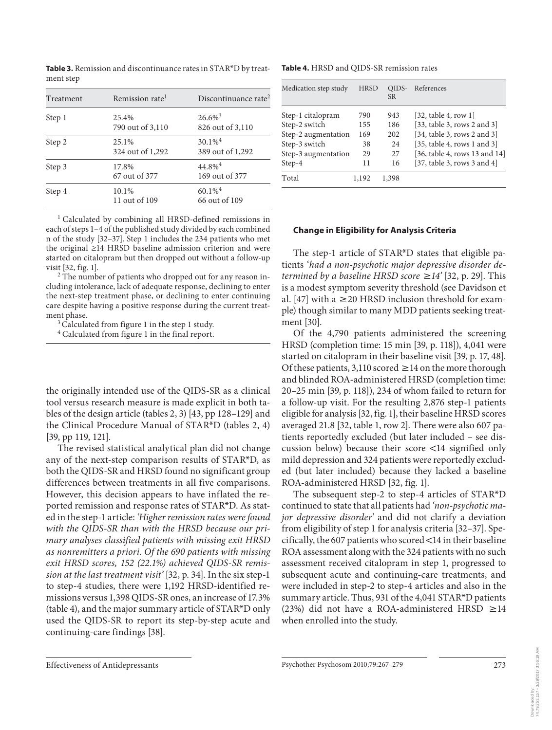**Table 3.** Remission and discontinuance rates in STAR*D by treatment step

| Treatment | Remission rate[1] | Discontinuance rate[2] |
|---|---|---|
| Step 1 | 25.4%<br>790 out of 3,110 | 26.6%[3]<br>826 out of 3,110 |
| Step 2 | 25.1%<br>324 out of 1,292 | 30.1%[4]<br>389 out of 1,292 |
| Step 3 | 17.8%<br>67 out of 377 | 44.8%[4]<br>169 out of 377 |
| Step 4 | 10.1%<br>11 out of 109 | 60.1%[4]<br>66 out of 109 |

[1] Calculated by combining all HRSD-defined remissions in each of steps 1–4 of the published study divided by each combined n of the study [32–37]. Step 1 includes the 234 patients who met the original ≥14 HRSD baseline admission criterion and were started on citalopram but then dropped out without a follow-up visit [32, fig. 1].

[2] The number of patients who dropped out for any reason including intolerance, lack of adequate response, declining to enter the next-step treatment phase, or declining to enter continuing care despite having a positive response during the current treatment phase.

[3] Calculated from figure 1 in the step 1 study.

[4] Calculated from figure 1 in the final report.

the originally intended use of the QIDS-SR as a clinical tool versus research measure is made explicit in both tables of the design article (tables 2, 3) [43, pp 128–129] and the Clinical Procedure Manual of STAR*D (tables 2, 4) [39, pp 119, 121].

The revised statistical analytical plan did not change any of the next-step comparison results of STAR*D, as both the QIDS-SR and HRSD found no significant group differences between treatments in all five comparisons. However, this decision appears to have inflated the reported remission and response rates of STAR*D. As stated in the step-1 article: *'Higher remission rates were found with the QIDS-SR than with the HRSD because our primary analyses classified patients with missing exit HRSD as nonremitters a priori. Of the 690 patients with missing exit HRSD scores, 152 (22.1%) achieved QIDS-SR remission at the last treatment visit'* [32, p. 34]. In the six step-1 to step-4 studies, there were 1,192 HRSD-identified remissions versus 1,398 QIDS-SR ones, an increase of 17.3% (table 4), and the major summary article of STAR*D only used the QIDS-SR to report its step-by-step acute and continuing-care findings [38].

**Table 4.** HRSD and QIDS-SR remission rates

| Medication step study | HRSD | QIDS-SR | References |
|---|---|---|---|
| Step-1 citalopram | 790 | 943 | [32, table 4, row 1] |
| Step-2 switch | 155 | 186 | [33, table 3, rows 2 and 3] |
| Step-2 augmentation | 169 | 202 | [34, table 3, rows 2 and 3] |
| Step-3 switch | 38 | 24 | [35, table 4, rows 1 and 3] |
| Step-3 augmentation | 29 | 27 | [36, table 4, rows 13 and 14] |
| Step-4 | 11 | 16 | [37, table 3, rows 3 and 4] |
| Total | 1,192 | 1,398 | |

### Change in Eligibility for Analysis Criteria

The step-1 article of STAR*D states that eligible patients *'had a non-psychotic major depressive disorder determined by a baseline HRSD score ≥14'* [32, p. 29]. This is a modest symptom severity threshold (see Davidson et al. [47] with a ≥20 HRSD inclusion threshold for example) though similar to many MDD patients seeking treatment [30].

Of the 4,790 patients administered the screening HRSD (completion time: 15 min [39, p. 118]), 4,041 were started on citalopram in their baseline visit [39, p. 17, 48]. Of these patients, 3,110 scored ≥14 on the more thorough and blinded ROA-administered HRSD (completion time: 20–25 min [39, p. 118]), 234 of whom failed to return for a follow-up visit. For the resulting 2,876 step-1 patients eligible for analysis [32, fig. 1], their baseline HRSD scores averaged 21.8 [32, table 1, row 2]. There were also 607 patients reportedly excluded (but later included – see discussion below) because their score <14 signified only mild depression and 324 patients were reportedly excluded (but later included) because they lacked a baseline ROA-administered HRSD [32, fig. 1].

The subsequent step-2 to step-4 articles of STAR*D continued to state that all patients had *'non-psychotic major depressive disorder'* and did not clarify a deviation from eligibility of step 1 for analysis criteria [32–37]. Specifically, the 607 patients who scored <14 in their baseline ROA assessment along with the 324 patients with no such assessment received citalopram in step 1, progressed to subsequent acute and continuing-care treatments, and were included in step-2 to step-4 articles and also in the summary article. Thus, 931 of the 4,041 STAR*D patients (23%) did not have a ROA-administered HRSD ≥14 when enrolled into the study.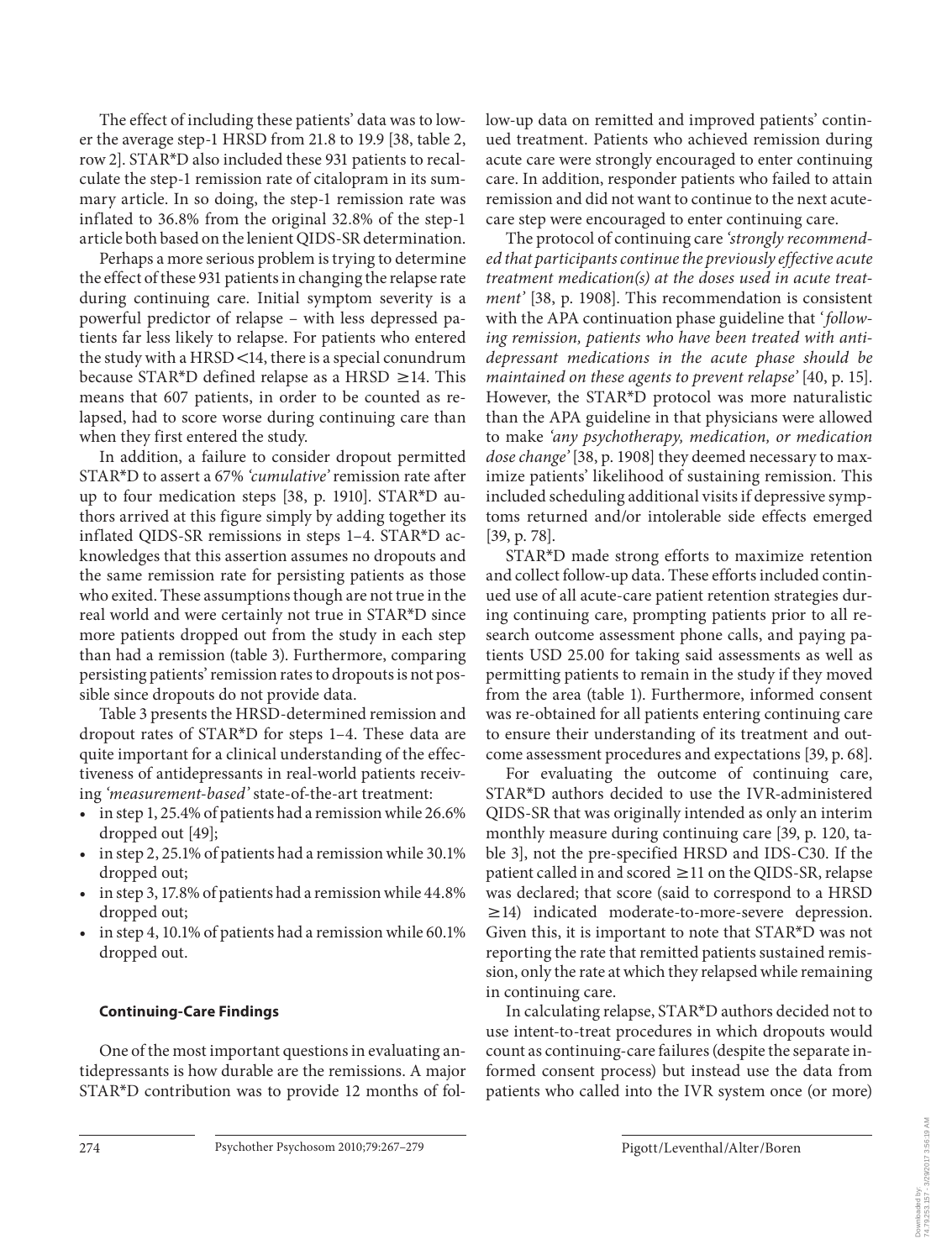The effect of including these patients' data was to lower the average step-1 HRSD from 21.8 to 19.9 [38, table 2, row 2]. STAR*D also included these 931 patients to recalculate the step-1 remission rate of citalopram in its summary article. In so doing, the step-1 remission rate was inflated to 36.8% from the original 32.8% of the step-1 article both based on the lenient QIDS-SR determination.

Perhaps a more serious problem is trying to determine the effect of these 931 patients in changing the relapse rate during continuing care. Initial symptom severity is a powerful predictor of relapse – with less depressed patients far less likely to relapse. For patients who entered the study with a HRSD <14, there is a special conundrum because STAR*D defined relapse as a HRSD ≥14. This means that 607 patients, in order to be counted as relapsed, had to score worse during continuing care than when they first entered the study.

In addition, a failure to consider dropout permitted STAR*D to assert a 67% *'cumulative'* remission rate after up to four medication steps [38, p. 1910]. STAR*D authors arrived at this figure simply by adding together its inflated QIDS-SR remissions in steps 1–4. STAR*D acknowledges that this assertion assumes no dropouts and the same remission rate for persisting patients as those who exited. These assumptions though are not true in the real world and were certainly not true in STAR*D since more patients dropped out from the study in each step than had a remission (table 3). Furthermore, comparing persisting patients' remission rates to dropouts is not possible since dropouts do not provide data.

Table 3 presents the HRSD-determined remission and dropout rates of STAR*D for steps 1–4. These data are quite important for a clinical understanding of the effectiveness of antidepressants in real-world patients receiving *'measurement-based'* state-of-the-art treatment:

- in step 1, 25.4% of patients had a remission while 26.6% dropped out [49];
- in step 2, 25.1% of patients had a remission while 30.1% dropped out;
- in step 3, 17.8% of patients had a remission while 44.8% dropped out;
- in step 4, 10.1% of patients had a remission while 60.1% dropped out.

### Continuing-Care Findings

One of the most important questions in evaluating antidepressants is how durable are the remissions. A major STAR*D contribution was to provide 12 months of follow-up data on remitted and improved patients' continued treatment. Patients who achieved remission during acute care were strongly encouraged to enter continuing care. In addition, responder patients who failed to attain remission and did not want to continue to the next acute-care step were encouraged to enter continuing care.

The protocol of continuing care *'strongly recommended that participants continue the previously effective acute treatment medication(s) at the doses used in acute treatment'* [38, p. 1908]. This recommendation is consistent with the APA continuation phase guideline that *'following remission, patients who have been treated with antidepressant medications in the acute phase should be maintained on these agents to prevent relapse'* [40, p. 15]. However, the STAR*D protocol was more naturalistic than the APA guideline in that physicians were allowed to make *'any psychotherapy, medication, or medication dose change'* [38, p. 1908] they deemed necessary to maximize patients' likelihood of sustaining remission. This included scheduling additional visits if depressive symptoms returned and/or intolerable side effects emerged [39, p. 78].

STAR*D made strong efforts to maximize retention and collect follow-up data. These efforts included continued use of all acute-care patient retention strategies during continuing care, prompting patients prior to all research outcome assessment phone calls, and paying patients USD 25.00 for taking said assessments as well as permitting patients to remain in the study if they moved from the area (table 1). Furthermore, informed consent was re-obtained for all patients entering continuing care to ensure their understanding of its treatment and outcome assessment procedures and expectations [39, p. 68].

For evaluating the outcome of continuing care, STAR*D authors decided to use the IVR-administered QIDS-SR that was originally intended as only an interim monthly measure during continuing care [39, p. 120, table 3], not the pre-specified HRSD and IDS-C30. If the patient called in and scored ≥11 on the QIDS-SR, relapse was declared; that score (said to correspond to a HRSD ≥14) indicated moderate-to-more-severe depression. Given this, it is important to note that STAR*D was not reporting the rate that remitted patients sustained remission, only the rate at which they relapsed while remaining in continuing care.

In calculating relapse, STAR*D authors decided not to use intent-to-treat procedures in which dropouts would count as continuing-care failures (despite the separate informed consent process) but instead use the data from patients who called into the IVR system once (or more)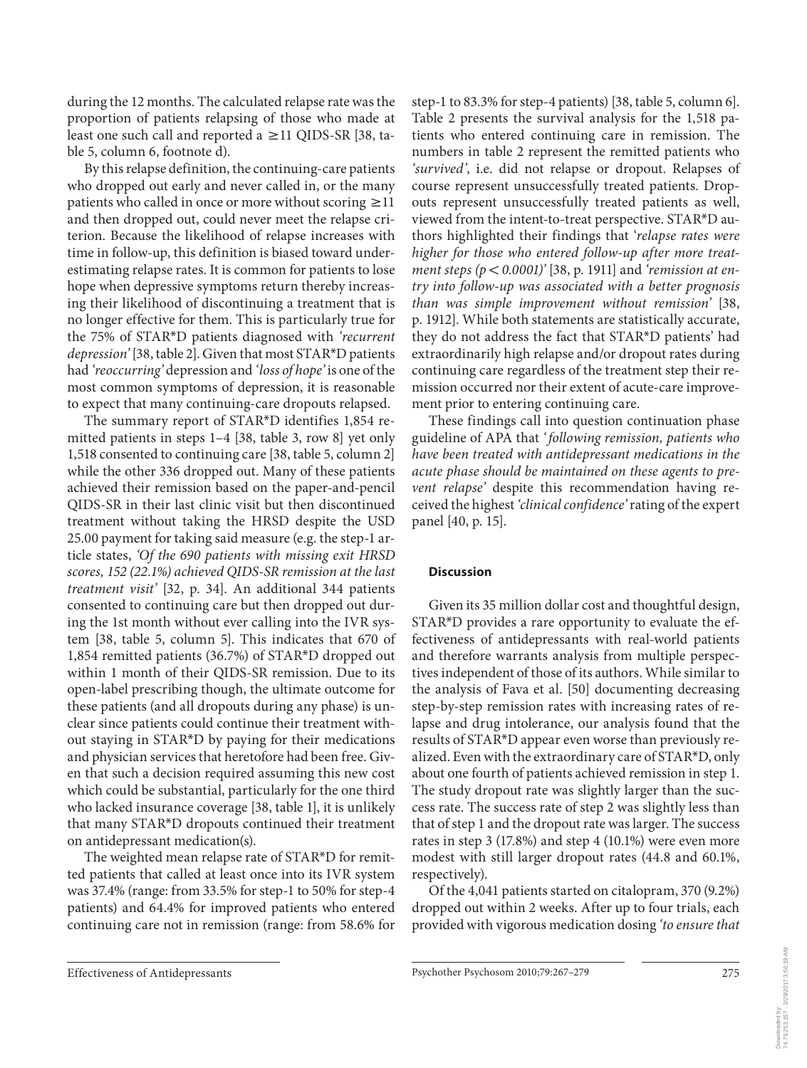during the 12 months. The calculated relapse rate was the proportion of patients relapsing of those who made at least one such call and reported a $\geq$11 QIDS-SR [38, table 5, column 6, footnote d).

By this relapse definition, the continuing-care patients who dropped out early and never called in, or the many patients who called in once or more without scoring $\geq$11 and then dropped out, could never meet the relapse criterion. Because the likelihood of relapse increases with time in follow-up, this definition is biased toward underestimating relapse rates. It is common for patients to lose hope when depressive symptoms return thereby increasing their likelihood of discontinuing a treatment that is no longer effective for them. This is particularly true for the 75% of STAR*D patients diagnosed with *'recurrent depression'* [38, table 2]. Given that most STAR*D patients had *'reoccurring'* depression and *'loss of hope'* is one of the most common symptoms of depression, it is reasonable to expect that many continuing-care dropouts relapsed.

The summary report of STAR*D identifies 1,854 remitted patients in steps 1–4 [38, table 3, row 8] yet only 1,518 consented to continuing care [38, table 5, column 2] while the other 336 dropped out. Many of these patients achieved their remission based on the paper-and-pencil QIDS-SR in their last clinic visit but then discontinued treatment without taking the HRSD despite the USD 25.00 payment for taking said measure (e.g. the step-1 article states, *'Of the 690 patients with missing exit HRSD scores, 152 (22.1%) achieved QIDS-SR remission at the last treatment visit'* [32, p. 34]. An additional 344 patients consented to continuing care but then dropped out during the 1st month without ever calling into the IVR system [38, table 5, column 5]. This indicates that 670 of 1,854 remitted patients (36.7%) of STAR*D dropped out within 1 month of their QIDS-SR remission. Due to its open-label prescribing though, the ultimate outcome for these patients (and all dropouts during any phase) is unclear since patients could continue their treatment without staying in STAR*D by paying for their medications and physician services that heretofore had been free. Given that such a decision required assuming this new cost which could be substantial, particularly for the one third who lacked insurance coverage [38, table 1], it is unlikely that many STAR*D dropouts continued their treatment on antidepressant medication(s).

The weighted mean relapse rate of STAR*D for remitted patients that called at least once into its IVR system was 37.4% (range: from 33.5% for step-1 to 50% for step-4 patients) and 64.4% for improved patients who entered continuing care not in remission (range: from 58.6% for step-1 to 83.3% for step-4 patients) [38, table 5, column 6]. Table 2 presents the survival analysis for the 1,518 patients who entered continuing care in remission. The numbers in table 2 represent the remitted patients who *'survived'*, i.e. did not relapse or dropout. Relapses of course represent unsuccessfully treated patients. Dropouts represent unsuccessfully treated patients as well, viewed from the intent-to-treat perspective. STAR*D authors highlighted their findings that *'relapse rates were higher for those who entered follow-up after more treatment steps ($p < 0.0001$)'* [38, p. 1911] and *'remission at entry into follow-up was associated with a better prognosis than was simple improvement without remission'* [38, p. 1912]. While both statements are statistically accurate, they do not address the fact that STAR*D patients' had extraordinarily high relapse and/or dropout rates during continuing care regardless of the treatment step their remission occurred nor their extent of acute-care improvement prior to entering continuing care.

These findings call into question continuation phase guideline of APA that *'following remission, patients who have been treated with antidepressant medications in the acute phase should be maintained on these agents to prevent relapse'* despite this recommendation having received the highest *'clinical confidence'* rating of the expert panel [40, p. 15].

## Discussion

Given its 35 million dollar cost and thoughtful design, STAR*D provides a rare opportunity to evaluate the effectiveness of antidepressants with real-world patients and therefore warrants analysis from multiple perspectives independent of those of its authors. While similar to the analysis of Fava et al. [50] documenting decreasing step-by-step remission rates with increasing rates of relapse and drug intolerance, our analysis found that the results of STAR*D appear even worse than previously realized. Even with the extraordinary care of STAR*D, only about one fourth of patients achieved remission in step 1. The study dropout rate was slightly larger than the success rate. The success rate of step 2 was slightly less than that of step 1 and the dropout rate was larger. The success rates in step 3 (17.8%) and step 4 (10.1%) were even more modest with still larger dropout rates (44.8 and 60.1%, respectively).

Of the 4,041 patients started on citalopram, 370 (9.2%) dropped out within 2 weeks. After up to four trials, each provided with vigorous medication dosing *'to ensure that*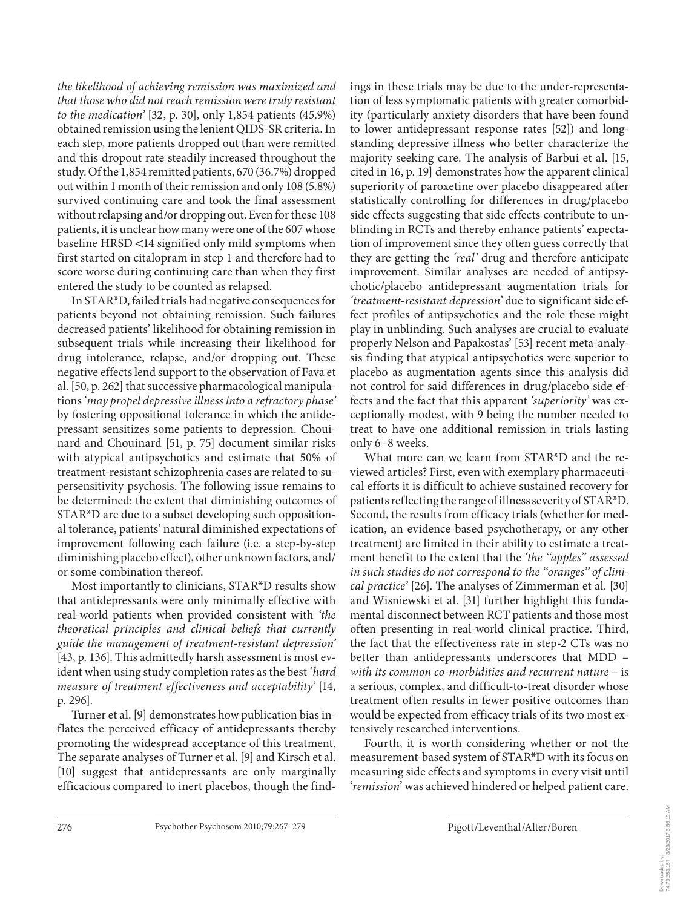*the likelihood of achieving remission was maximized and that those who did not reach remission were truly resistant to the medication'* [32, p. 30], only 1,854 patients (45.9%) obtained remission using the lenient QIDS-SR criteria. In each step, more patients dropped out than were remitted and this dropout rate steadily increased throughout the study. Of the 1,854 remitted patients, 670 (36.7%) dropped out within 1 month of their remission and only 108 (5.8%) survived continuing care and took the final assessment without relapsing and/or dropping out. Even for these 108 patients, it is unclear how many were one of the 607 whose baseline HRSD <14 signified only mild symptoms when first started on citalopram in step 1 and therefore had to score worse during continuing care than when they first entered the study to be counted as relapsed.

In STAR*D, failed trials had negative consequences for patients beyond not obtaining remission. Such failures decreased patients' likelihood for obtaining remission in subsequent trials while increasing their likelihood for drug intolerance, relapse, and/or dropping out. These negative effects lend support to the observation of Fava et al. [50, p. 262] that successive pharmacological manipulations *'may propel depressive illness into a refractory phase'* by fostering oppositional tolerance in which the antidepressant sensitizes some patients to depression. Chouinard and Chouinard [51, p. 75] document similar risks with atypical antipsychotics and estimate that 50% of treatment-resistant schizophrenia cases are related to supersensitivity psychosis. The following issue remains to be determined: the extent that diminishing outcomes of STAR*D are due to a subset developing such oppositional tolerance, patients' natural diminished expectations of improvement following each failure (i.e. a step-by-step diminishing placebo effect), other unknown factors, and/or some combination thereof.

Most importantly to clinicians, STAR*D results show that antidepressants were only minimally effective with real-world patients when provided consistent with *'the theoretical principles and clinical beliefs that currently guide the management of treatment-resistant depression'* [43, p. 136]. This admittedly harsh assessment is most evident when using study completion rates as the best *'hard measure of treatment effectiveness and acceptability'* [14, p. 296].

Turner et al. [9] demonstrates how publication bias inflates the perceived efficacy of antidepressants thereby promoting the widespread acceptance of this treatment. The separate analyses of Turner et al. [9] and Kirsch et al. [10] suggest that antidepressants are only marginally efficacious compared to inert placebos, though the findings in these trials may be due to the under-representation of less symptomatic patients with greater comorbidity (particularly anxiety disorders that have been found to lower antidepressant response rates [52]) and long-standing depressive illness who better characterize the majority seeking care. The analysis of Barbui et al. [15, cited in 16, p. 19] demonstrates how the apparent clinical superiority of paroxetine over placebo disappeared after statistically controlling for differences in drug/placebo side effects suggesting that side effects contribute to unblinding in RCTs and thereby enhance patients' expectation of improvement since they often guess correctly that they are getting the *'real'* drug and therefore anticipate improvement. Similar analyses are needed of antipsychotic/placebo antidepressant augmentation trials for *'treatment-resistant depression'* due to significant side effect profiles of antipsychotics and the role these might play in unblinding. Such analyses are crucial to evaluate properly Nelson and Papakostas' [53] recent meta-analysis finding that atypical antipsychotics were superior to placebo as augmentation agents since this analysis did not control for said differences in drug/placebo side effects and the fact that this apparent *'superiority'* was exceptionally modest, with 9 being the number needed to treat to have one additional remission in trials lasting only 6–8 weeks.

What more can we learn from STAR*D and the reviewed articles? First, even with exemplary pharmaceutical efforts it is difficult to achieve sustained recovery for patients reflecting the range of illness severity of STAR*D. Second, the results from efficacy trials (whether for medication, an evidence-based psychotherapy, or any other treatment) are limited in their ability to estimate a treatment benefit to the extent that the *'the "apples" assessed in such studies do not correspond to the "oranges" of clinical practice'* [26]. The analyses of Zimmerman et al. [30] and Wisniewski et al. [31] further highlight this fundamental disconnect between RCT patients and those most often presenting in real-world clinical practice. Third, the fact that the effectiveness rate in step-2 CTs was no better than antidepressants underscores that MDD – *with its common co-morbidities and recurrent nature* – is a serious, complex, and difficult-to-treat disorder whose treatment often results in fewer positive outcomes than would be expected from efficacy trials of its two most extensively researched interventions.

Fourth, it is worth considering whether or not the measurement-based system of STAR*D with its focus on measuring side effects and symptoms in every visit until '*remission*' was achieved hindered or helped patient care.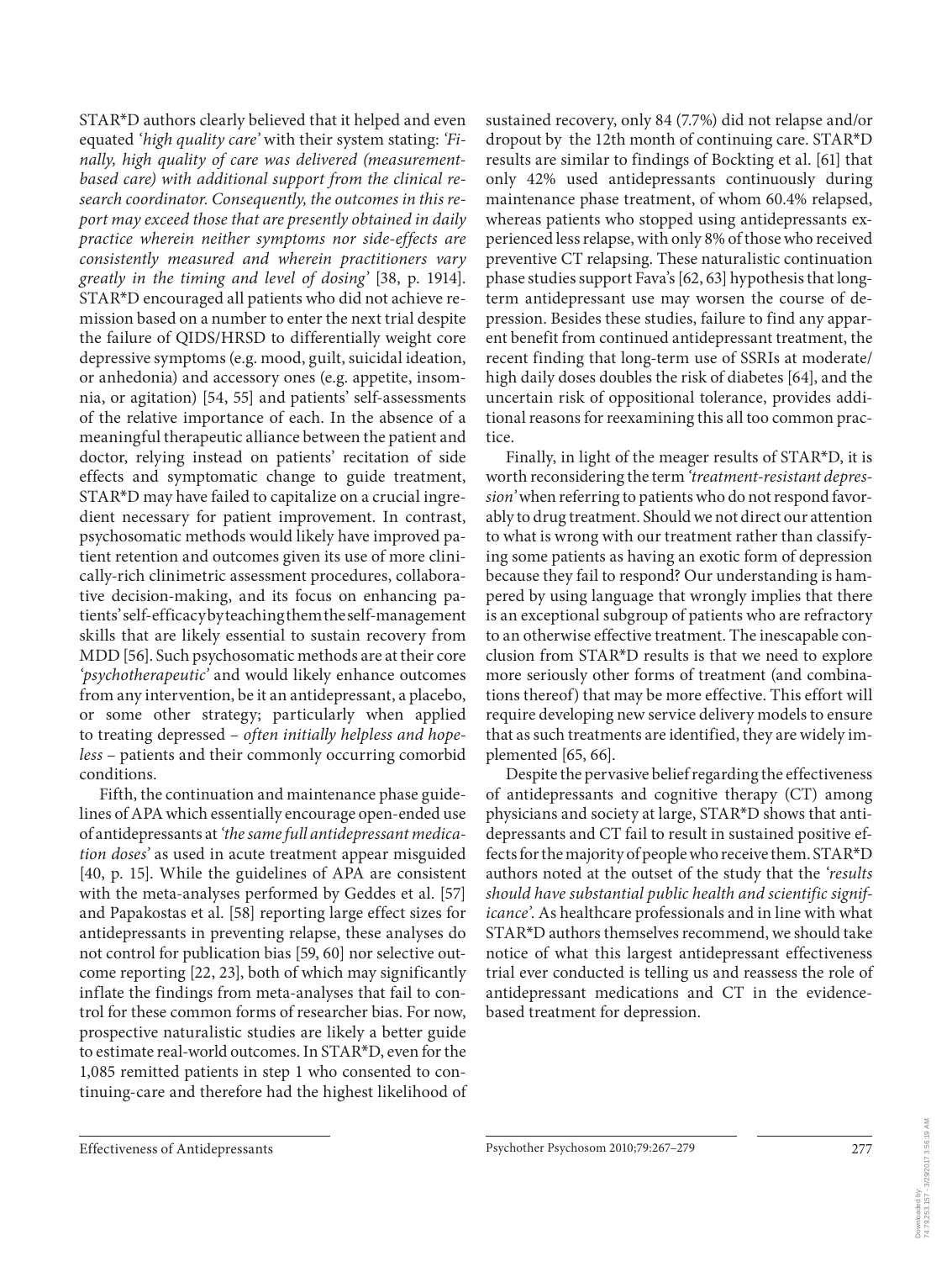STAR*D authors clearly believed that it helped and even equated *'high quality care'* with their system stating: *'Finally, high quality of care was delivered (measurement-based care) with additional support from the clinical research coordinator. Consequently, the outcomes in this report may exceed those that are presently obtained in daily practice wherein neither symptoms nor side-effects are consistently measured and wherein practitioners vary greatly in the timing and level of dosing'* [38, p. 1914]. STAR*D encouraged all patients who did not achieve remission based on a number to enter the next trial despite the failure of QIDS/HRSD to differentially weight core depressive symptoms (e.g. mood, guilt, suicidal ideation, or anhedonia) and accessory ones (e.g. appetite, insomnia, or agitation) [54, 55] and patients' self-assessments of the relative importance of each. In the absence of a meaningful therapeutic alliance between the patient and doctor, relying instead on patients' recitation of side effects and symptomatic change to guide treatment, STAR*D may have failed to capitalize on a crucial ingredient necessary for patient improvement. In contrast, psychosomatic methods would likely have improved patient retention and outcomes given its use of more clinically-rich clinimetric assessment procedures, collaborative decision-making, and its focus on enhancing patients' self-efficacy by teaching them the self-management skills that are likely essential to sustain recovery from MDD [56]. Such psychosomatic methods are at their core *'psychotherapeutic'* and would likely enhance outcomes from any intervention, be it an antidepressant, a placebo, or some other strategy; particularly when applied to treating depressed – *often initially helpless and hopeless* – patients and their commonly occurring comorbid conditions.

Fifth, the continuation and maintenance phase guidelines of APA which essentially encourage open-ended use of antidepressants at *'the same full antidepressant medication doses'* as used in acute treatment appear misguided [40, p. 15]. While the guidelines of APA are consistent with the meta-analyses performed by Geddes et al. [57] and Papakostas et al. [58] reporting large effect sizes for antidepressants in preventing relapse, these analyses do not control for publication bias [59, 60] nor selective outcome reporting [22, 23], both of which may significantly inflate the findings from meta-analyses that fail to control for these common forms of researcher bias. For now, prospective naturalistic studies are likely a better guide to estimate real-world outcomes. In STAR*D, even for the 1,085 remitted patients in step 1 who consented to continuing-care and therefore had the highest likelihood of sustained recovery, only 84 (7.7%) did not relapse and/or dropout by the 12th month of continuing care. STAR*D results are similar to findings of Bockting et al. [61] that only 42% used antidepressants continuously during maintenance phase treatment, of whom 60.4% relapsed, whereas patients who stopped using antidepressants experienced less relapse, with only 8% of those who received preventive CT relapsing. These naturalistic continuation phase studies support Fava's [62, 63] hypothesis that long-term antidepressant use may worsen the course of depression. Besides these studies, failure to find any apparent benefit from continued antidepressant treatment, the recent finding that long-term use of SSRIs at moderate/high daily doses doubles the risk of diabetes [64], and the uncertain risk of oppositional tolerance, provides additional reasons for reexamining this all too common practice.

Finally, in light of the meager results of STAR*D, it is worth reconsidering the term *'treatment-resistant depression'* when referring to patients who do not respond favorably to drug treatment. Should we not direct our attention to what is wrong with our treatment rather than classifying some patients as having an exotic form of depression because they fail to respond? Our understanding is hampered by using language that wrongly implies that there is an exceptional subgroup of patients who are refractory to an otherwise effective treatment. The inescapable conclusion from STAR*D results is that we need to explore more seriously other forms of treatment (and combinations thereof) that may be more effective. This effort will require developing new service delivery models to ensure that as such treatments are identified, they are widely implemented [65, 66].

Despite the pervasive belief regarding the effectiveness of antidepressants and cognitive therapy (CT) among physicians and society at large, STAR*D shows that antidepressants and CT fail to result in sustained positive effects for the majority of people who receive them. STAR*D authors noted at the outset of the study that the *'results should have substantial public health and scientific significance'*. As healthcare professionals and in line with what STAR*D authors themselves recommend, we should take notice of what this largest antidepressant effectiveness trial ever conducted is telling us and reassess the role of antidepressant medications and CT in the evidence-based treatment for depression.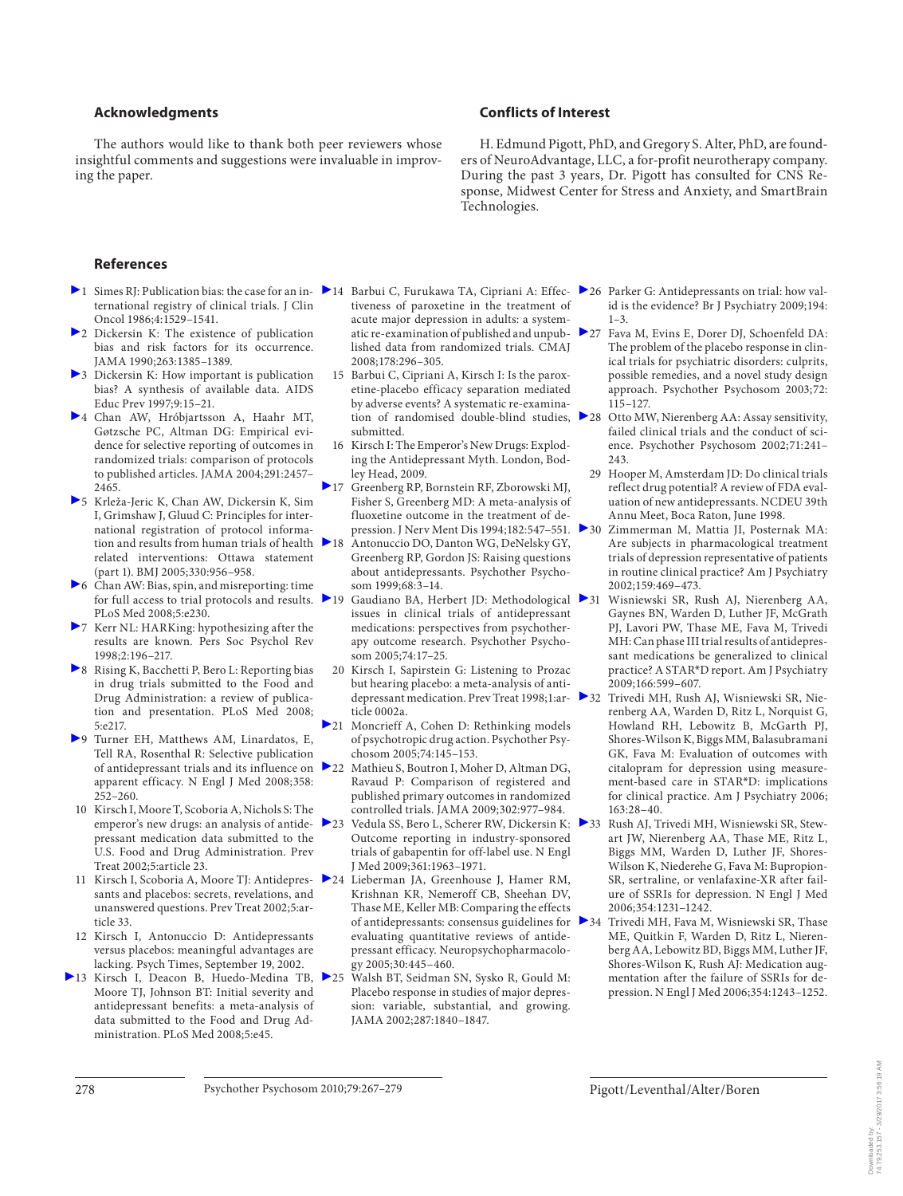## Acknowledgments

The authors would like to thank both peer reviewers whose insightful comments and suggestions were invaluable in improving the paper.

## Conflicts of Interest

H. Edmund Pigott, PhD, and Gregory S. Alter, PhD, are founders of NeuroAdvantage, LLC, a for-profit neurotherapy company. During the past 3 years, Dr. Pigott has consulted for CNS Response, Midwest Center for Stress and Anxiety, and SmartBrain Technologies.

## References

1. Simes RJ: Publication bias: the case for an international registry of clinical trials. J Clin Oncol 1986;4:1529–1541.
2. Dickersin K: The existence of publication bias and risk factors for its occurrence. JAMA 1990;263:1385–1389.
3. Dickersin K: How important is publication bias? A synthesis of available data. AIDS Educ Prev 1997;9:15–21.
4. Chan AW, Hróbjartsson A, Haahr MT, Gøtzsche PC, Altman DG: Empirical evidence for selective reporting of outcomes in randomized trials: comparison of protocols to published articles. JAMA 2004;291:2457–2465.
5. Krleža-Jeric K, Chan AW, Dickersin K, Sim I, Grimshaw J, Gluud C: Principles for international registration of protocol information and results from human trials of health related interventions: Ottawa statement (part 1). BMJ 2005;330:956–958.
6. Chan AW: Bias, spin, and misreporting: time for full access to trial protocols and results. PLoS Med 2008;5:e230.
7. Kerr NL: HARKing: hypothesizing after the results are known. Pers Soc Psychol Rev 1998;2:196–217.
8. Rising K, Bacchetti P, Bero L: Reporting bias in drug trials submitted to the Food and Drug Administration: a review of publication and presentation. PLoS Med 2008; 5:e217.
9. Turner EH, Matthews AM, Linardatos, E, Tell RA, Rosenthal R: Selective publication of antidepressant trials and its influence on apparent efficacy. N Engl J Med 2008;358: 252–260.
10. Kirsch I, Moore T, Scoboria A, Nichols S: The emperor's new drugs: an analysis of antidepressant medication data submitted to the U.S. Food and Drug Administration. Prev Treat 2002;5:article 23.
11. Kirsch I, Scoboria A, Moore TJ: Antidepressants and placebos: secrets, revelations, and unanswered questions. Prev Treat 2002;5:article 33.
12. Kirsch I, Antonuccio D: Antidepressants versus placebos: meaningful advantages are lacking. Psych Times, September 19, 2002.
13. Kirsch I, Deacon B, Huedo-Medina TB, Moore TJ, Johnson BT: Initial severity and antidepressant benefits: a meta-analysis of data submitted to the Food and Drug Administration. PLoS Med 2008;5:e45.
14. Barbui C, Furukawa TA, Cipriani A: Effectiveness of paroxetine in the treatment of acute major depression in adults: a systematic re-examination of published and unpublished data from randomized trials. CMAJ 2008;178:296–305.
15. Barbui C, Cipriani A, Kirsch I: Is the paroxetine-placebo efficacy separation mediated by adverse events? A systematic re-examination of randomised double-blind studies, submitted.
16. Kirsch I: The Emperor's New Drugs: Exploding the Antidepressant Myth. London, Bodley Head, 2009.
17. Greenberg RP, Bornstein RF, Zborowski MJ, Fisher S, Greenberg MD: A meta-analysis of fluoxetine outcome in the treatment of depression. J Nerv Ment Dis 1994;182:547–551.
18. Antonuccio DO, Danton WG, DeNelsky GY, Greenberg RP, Gordon JS: Raising questions about antidepressants. Psychother Psychosom 1999;68:3–14.
19. Gaudiano BA, Herbert JD: Methodological issues in clinical trials of antidepressant medications: perspectives from psychotherapy outcome research. Psychother Psychosom 2005;74:17–25.
20. Kirsch I, Sapirstein G: Listening to Prozac but hearing placebo: a meta-analysis of antidepressant medication. Prev Treat 1998;1:article 0002a.
21. Moncrieff A, Cohen D: Rethinking models of psychotropic drug action. Psychother Psychosom 2005;74:145–153.
22. Mathieu S, Boutron I, Moher D, Altman DG, Ravaud P: Comparison of registered and published primary outcomes in randomized controlled trials. JAMA 2009;302:977–984.
23. Vedula SS, Bero L, Scherer RW, Dickersin K: Outcome reporting in industry-sponsored trials of gabapentin for off-label use. N Engl J Med 2009;361:1963–1971.
24. Lieberman JA, Greenhouse J, Hamer RM, Krishnan KR, Nemeroff CB, Sheehan DV, Thase ME, Keller MB: Comparing the effects of antidepressants: consensus guidelines for evaluating quantitative reviews of antidepressant efficacy. Neuropsychopharmacology 2005;30:445–460.
25. Walsh BT, Seidman SN, Sysko R, Gould M: Placebo response in studies of major depression: variable, substantial, and growing. JAMA 2002;287:1840–1847.
26. Parker G: Antidepressants on trial: how valid is the evidence? Br J Psychiatry 2009;194: 1–3.
27. Fava M, Evins E, Dorer DJ, Schoenfeld DA: The problem of the placebo response in clinical trials for psychiatric disorders: culprits, possible remedies, and a novel study design approach. Psychother Psychosom 2003;72: 115–127.
28. Otto MW, Nierenberg AA: Assay sensitivity, failed clinical trials and the conduct of science. Psychother Psychosom 2002;71:241–243.
29. Hooper M, Amsterdam JD: Do clinical trials reflect drug potential? A review of FDA evaluation of new antidepressants. NCDEU 39th Annu Meet, Boca Raton, June 1998.
30. Zimmerman M, Mattia JI, Posternak MA: Are subjects in pharmacological treatment trials of depression representative of patients in routine clinical practice? Am J Psychiatry 2002;159:469–473.
31. Wisniewski SR, Rush AJ, Nierenberg AA, Gaynes BN, Warden D, Luther JF, McGrath PJ, Lavori PW, Thase ME, Fava M, Trivedi MH: Can phase III trial results of antidepressant medications be generalized to clinical practice? A STAR\*D report. Am J Psychiatry 2009;166:599–607.
32. Trivedi MH, Rush AJ, Wisniewski SR, Nierenberg AA, Warden D, Ritz L, Norquist G, Howland RH, Lebowitz B, McGarth PJ, Shores-Wilson K, Biggs MM, Balasubramani GK, Fava M: Evaluation of outcomes with citalopram for depression using measurement-based care in STAR\*D: implications for clinical practice. Am J Psychiatry 2006; 163:28–40.
33. Rush AJ, Trivedi MH, Wisniewski SR, Stewart JW, Nierenberg AA, Thase ME, Ritz L, Biggs MM, Warden D, Luther JF, Shores-Wilson K, Niederehe G, Fava M: Bupropion-SR, sertraline, or venlafaxine-XR after failure of SSRIs for depression. N Engl J Med 2006;354:1231–1242.
34. Trivedi MH, Fava M, Wisniewski SR, Thase ME, Quitkin F, Warden D, Ritz L, Nierenberg AA, Lebowitz BD, Biggs MM, Luther JF, Shores-Wilson K, Rush AJ: Medication augmentation after the failure of SSRIs for depression. N Engl J Med 2006;354:1243–1252.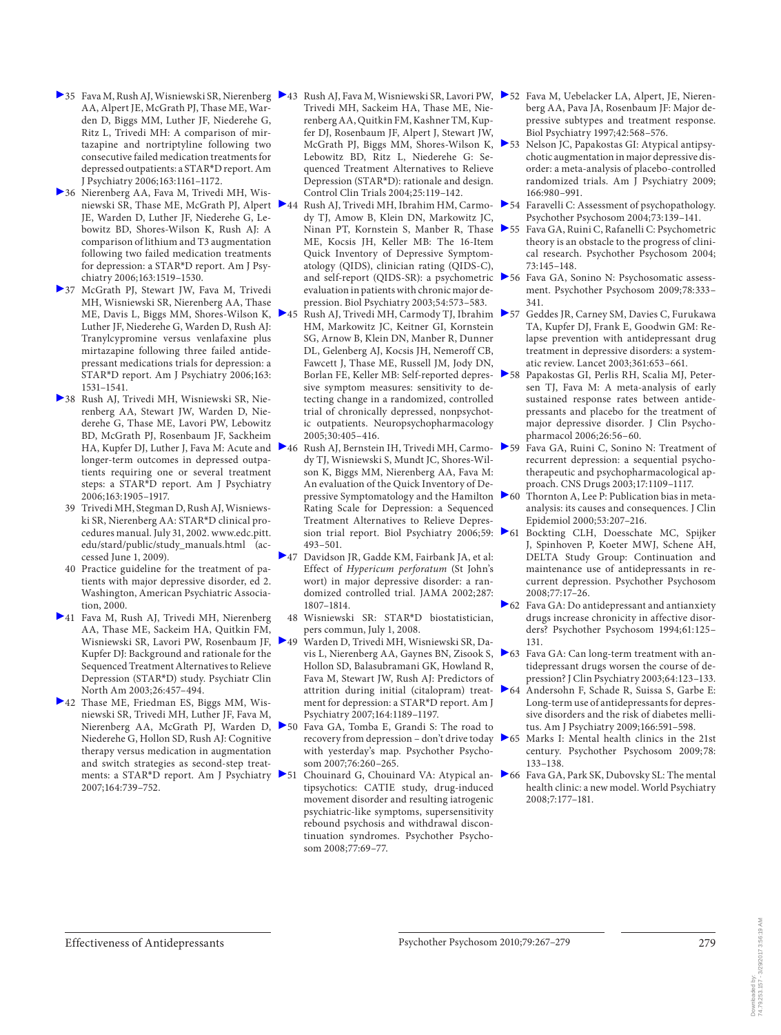35 Fava M, Rush AJ, Wisniewski SR, Nierenberg AA, Alpert JE, McGrath PJ, Thase ME, Warden D, Biggs MM, Luther JF, Niederehe G, Ritz L, Trivedi MH: A comparison of mirtazapine and nortriptyline following two consecutive failed medication treatments for depressed outpatients: a STAR*D report. Am J Psychiatry 2006;163:1161–1172.

36 Nierenberg AA, Fava M, Trivedi MH, Wisniewski SR, Thase ME, McGrath PJ, Alpert JE, Warden D, Luther JF, Niederehe G, Lebowitz BD, Shores-Wilson K, Rush AJ: A comparison of lithium and T3 augmentation following two failed medication treatments for depression: a STAR*D report. Am J Psychiatry 2006;163:1519–1530.

37 McGrath PJ, Stewart JW, Fava M, Trivedi MH, Wisniewski SR, Nierenberg AA, Thase ME, Davis L, Biggs MM, Shores-Wilson K, Luther JF, Niederehe G, Warden D, Rush AJ: Tranylcypromine versus venlafaxine plus mirtazapine following three failed antidepressant medications trials for depression: a STAR*D report. Am J Psychiatry 2006;163: 1531–1541.

38 Rush AJ, Trivedi MH, Wisniewski SR, Nierenberg AA, Stewart JW, Warden D, Niederehe G, Thase ME, Lavori PW, Lebowitz BD, McGrath PJ, Rosenbaum JF, Sackheim HA, Kupfer DJ, Luther J, Fava M: Acute and longer-term outcomes in depressed outpatients requiring one or several treatment steps: a STAR*D report. Am J Psychiatry 2006;163:1905–1917.

39 Trivedi MH, Stegman D, Rush AJ, Wisniewski SR, Nierenberg AA: STAR*D clinical procedures manual. July 31, 2002. www.edc.pitt.edu/stard/public/study_manuals.html (accessed June 1, 2009).

40 Practice guideline for the treatment of patients with major depressive disorder, ed 2. Washington, American Psychiatric Association, 2000.

41 Fava M, Rush AJ, Trivedi MH, Nierenberg AA, Thase ME, Sackeim HA, Quitkin FM, Wisniewski SR, Lavori PW, Rosenbaum JF, Kupfer DJ: Background and rationale for the Sequenced Treatment Alternatives to Relieve Depression (STAR*D) study. Psychiatr Clin North Am 2003;26:457–494.

42 Thase ME, Friedman ES, Biggs MM, Wisniewski SR, Trivedi MH, Luther JF, Fava M, Nierenberg AA, McGrath PJ, Warden D, Niederehe G, Hollon SD, Rush AJ: Cognitive therapy versus medication in augmentation and switch strategies as second-step treatments: a STAR*D report. Am J Psychiatry 2007;164:739–752.

43 Rush AJ, Fava M, Wisniewski SR, Lavori PW, Trivedi MH, Sackeim HA, Thase ME, Nierenberg AA, Quitkin FM, Kashner TM, Kupfer DJ, Rosenbaum JF, Alpert J, Stewart JW, McGrath PJ, Biggs MM, Shores-Wilson K, Lebowitz BD, Ritz L, Niederehe G: Sequenced Treatment Alternatives to Relieve Depression (STAR*D): rationale and design. Control Clin Trials 2004;25:119–142.

44 Rush AJ, Trivedi MH, Ibrahim HM, Carmody TJ, Amow B, Klein DN, Markowitz JC, Ninan PT, Kornstein S, Manber R, Thase ME, Kocsis JH, Keller MB: The 16-Item Quick Inventory of Depressive Symptomatology (QIDS), clinician rating (QIDS-C), and self-report (QIDS-SR): a psychometric evaluation in patients with chronic major depression. Biol Psychiatry 2003;54:573–583.

45 Rush AJ, Trivedi MH, Carmody TJ, Ibrahim HM, Markowitz JC, Keitner GI, Kornstein SG, Arnow B, Klein DN, Manber R, Dunner DL, Gelenberg AJ, Kocsis JH, Nemeroff CB, Fawcett J, Thase ME, Russell JM, Jody DN, Borlan FE, Keller MB: Self-reported depressive symptom measures: sensitivity to detecting change in a randomized, controlled trial of chronically depressed, nonpsychotic outpatients. Neuropsychopharmacology 2005;30:405–416.

46 Rush AJ, Bernstein IH, Trivedi MH, Carmody TJ, Wisniewski S, Mundt JC, Shores-Wilson K, Biggs MM, Nierenberg AA, Fava M: An evaluation of the Quick Inventory of Depressive Symptomatology and the Hamilton Rating Scale for Depression: a Sequenced Treatment Alternatives to Relieve Depression trial report. Biol Psychiatry 2006;59: 493–501.

47 Davidson JR, Gadde KM, Fairbank JA, et al: Effect of *Hypericum perforatum* (St John's wort) in major depressive disorder: a randomized controlled trial. JAMA 2002;287: 1807–1814.

48 Wisniewski SR: STAR*D biostatistician, pers commun, July 1, 2008.

49 Warden D, Trivedi MH, Wisniewski SR, Davis L, Nierenberg AA, Gaynes BN, Zisook S, Hollon SD, Balasubramani GK, Howland R, Fava M, Stewart JW, Rush AJ: Predictors of attrition during initial (citalopram) treatment for depression: a STAR*D report. Am J Psychiatry 2007;164:1189–1197.

50 Fava GA, Tomba E, Grandi S: The road to recovery from depression – don't drive today with yesterday's map. Psychother Psychosom 2007;76:260–265.

51 Chouinard G, Chouinard VA: Atypical antipsychotics: CATIE study, drug-induced movement disorder and resulting iatrogenic psychiatric-like symptoms, supersensitivity rebound psychosis and withdrawal discontinuation syndromes. Psychother Psychosom 2008;77:69–77.

52 Fava M, Uebelacker LA, Alpert, JE, Nierenberg AA, Pava JA, Rosenbaum JF: Major depressive subtypes and treatment response. Biol Psychiatry 1997;42:568–576.

53 Nelson JC, Papakostas GI: Atypical antipsychotic augmentation in major depressive disorder: a meta-analysis of placebo-controlled randomized trials. Am J Psychiatry 2009; 166:980–991.

54 Faravelli C: Assessment of psychopathology. Psychother Psychosom 2004;73:139–141.

55 Fava GA, Ruini C, Rafanelli C: Psychometric theory is an obstacle to the progress of clinical research. Psychother Psychosom 2004; 73:145–148.

56 Fava GA, Sonino N: Psychosomatic assessment. Psychother Psychosom 2009;78:333–341.

57 Geddes JR, Carney SM, Davies C, Furukawa TA, Kupfer DJ, Frank E, Goodwin GM: Relapse prevention with antidepressant drug treatment in depressive disorders: a systematic review. Lancet 2003;361:653–661.

58 Papakostas GI, Perlis RH, Scalia MJ, Petersen TJ, Fava M: A meta-analysis of early sustained response rates between antidepressants and placebo for the treatment of major depressive disorder. J Clin Psychopharmacol 2006;26:56–60.

59 Fava GA, Ruini C, Sonino N: Treatment of recurrent depression: a sequential psychotherapeutic and psychopharmacological approach. CNS Drugs 2003;17:1109–1117.

60 Thornton A, Lee P: Publication bias in meta-analysis: its causes and consequences. J Clin Epidemiol 2000;53:207–216.

61 Bockting CLH, Doesschate MC, Spijker J, Spinhoven P, Koeter MWJ, Schene AH, DELTA Study Group: Continuation and maintenance use of antidepressants in recurrent depression. Psychother Psychosom 2008;77:17–26.

62 Fava GA: Do antidepressant and antianxiety drugs increase chronicity in affective disorders? Psychother Psychosom 1994;61:125–131.

63 Fava GA: Can long-term treatment with antidepressant drugs worsen the course of depression? J Clin Psychiatry 2003;64:123–133.

64 Andersohn F, Schade R, Suissa S, Garbe E: Long-term use of antidepressants for depressive disorders and the risk of diabetes mellitus. Am J Psychiatry 2009;166:591–598.

65 Marks I: Mental health clinics in the 21st century. Psychother Psychosom 2009;78: 133–138.

66 Fava GA, Park SK, Dubovsky SL: The mental health clinic: a new model. World Psychiatry 2008;7:177–181.